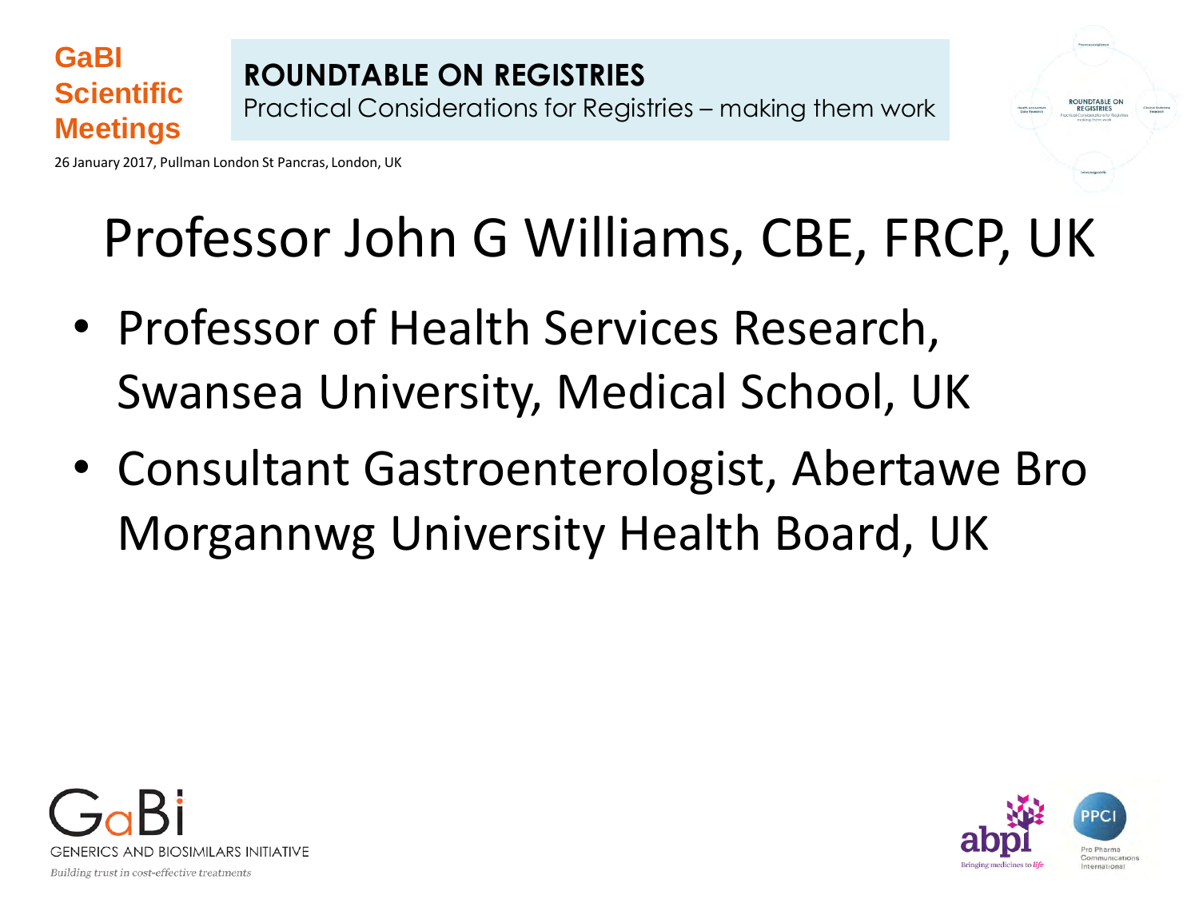GaBI Scientific Meetings

**ROUNDTABLE ON REGISTRIES**
Practical Considerations for Registries – making them work

26 January 2017, Pullman London St Pancras, London, UK

# Professor John G Williams, CBE, FRCP, UK

- Professor of Health Services Research, Swansea University, Medical School, UK
- Consultant Gastroenterologist, Abertawe Bro Morgannwg University Health Board, UK

GaBi
GENERICS AND BIOSIMILARS INITIATIVE
*Building trust in cost-effective treatments*

abpi
Bringing medicines to life

PPCI
Pro Pharma Communications International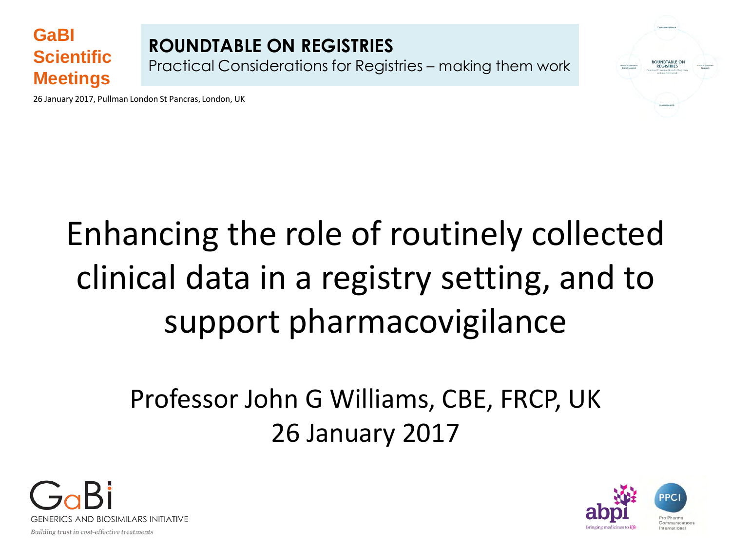GaBI Scientific Meetings

**ROUNDTABLE ON REGISTRIES**
Practical Considerations for Registries – making them work

26 January 2017, Pullman London St Pancras, London, UK

# Enhancing the role of routinely collected clinical data in a registry setting, and to support pharmacovigilance

Professor John G Williams, CBE, FRCP, UK
26 January 2017

GaBi
GENERICS AND BIOSIMILARS INITIATIVE
*Building trust in cost-effective treatments*

abpi
Bringing medicines to life

PPCI
Pro Pharma Communications International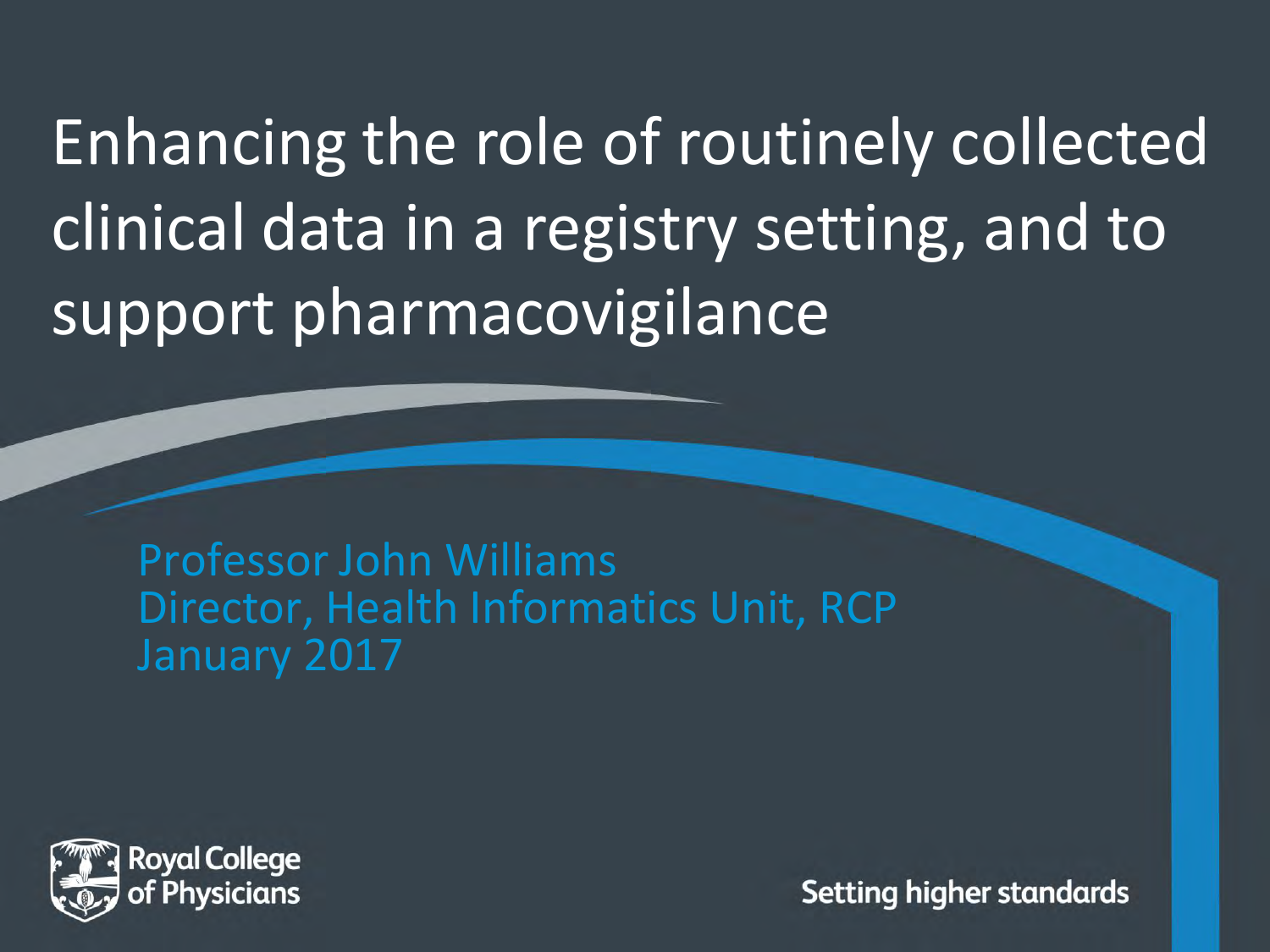# Enhancing the role of routinely collected clinical data in a registry setting, and to support pharmacovigilance

Professor John Williams
Director, Health Informatics Unit, RCP
January 2017

Royal College of Physicians

Setting higher standards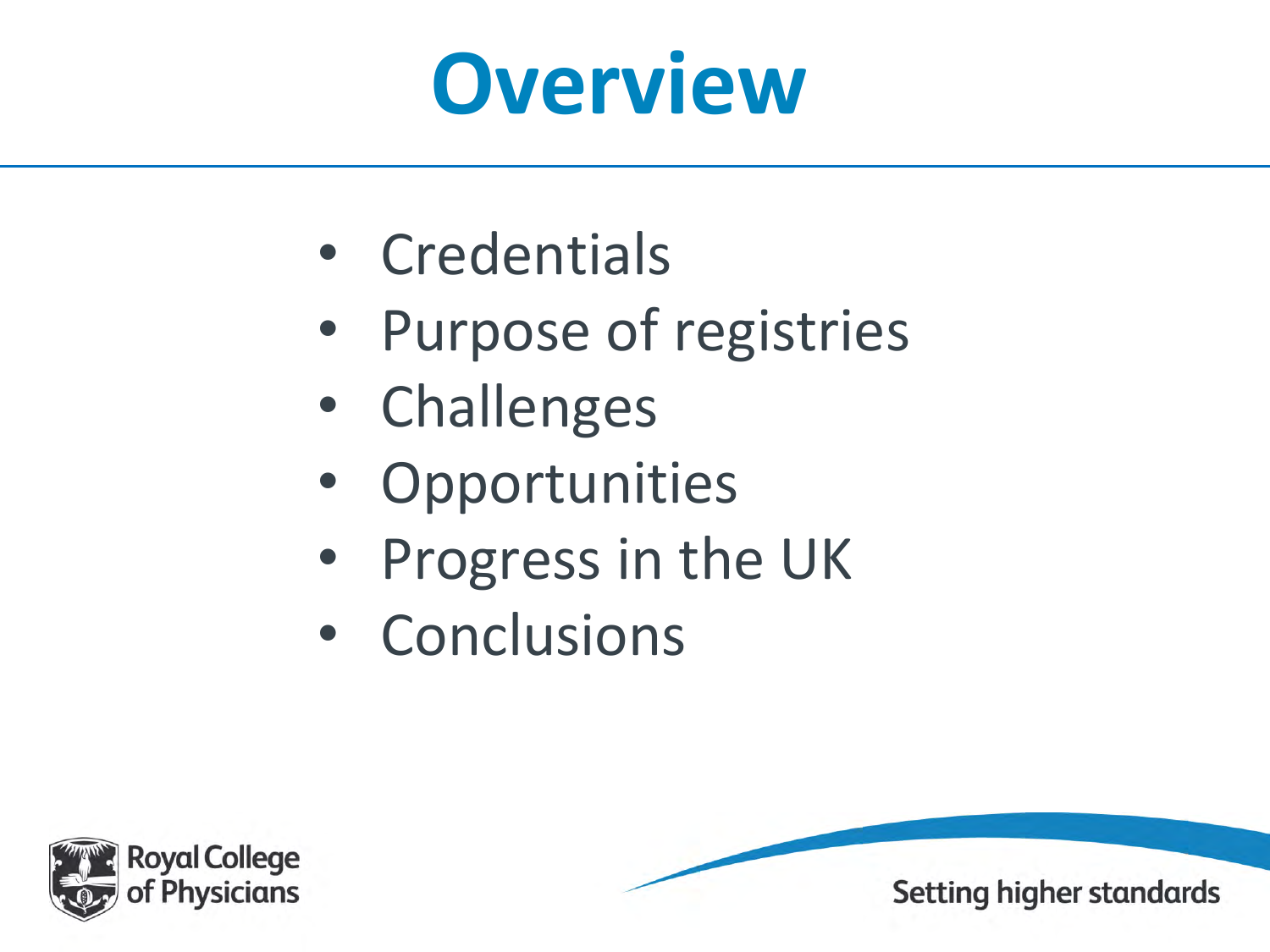# Overview

- Credentials
- Purpose of registries
- Challenges
- Opportunities
- Progress in the UK
- Conclusions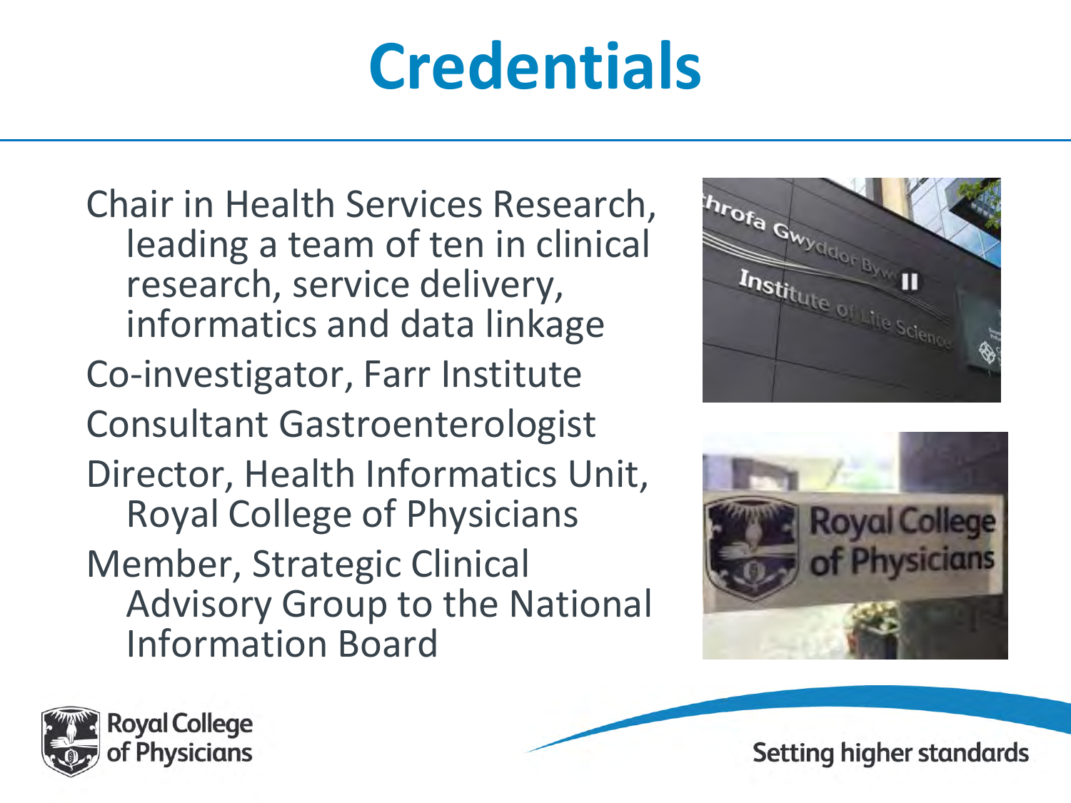# Credentials

- Chair in Health Services Research, leading a team of ten in clinical research, service delivery, informatics and data linkage
- Co-investigator, Farr Institute
- Consultant Gastroenterologist
- Director, Health Informatics Unit, Royal College of Physicians
- Member, Strategic Clinical Advisory Group to the National Information Board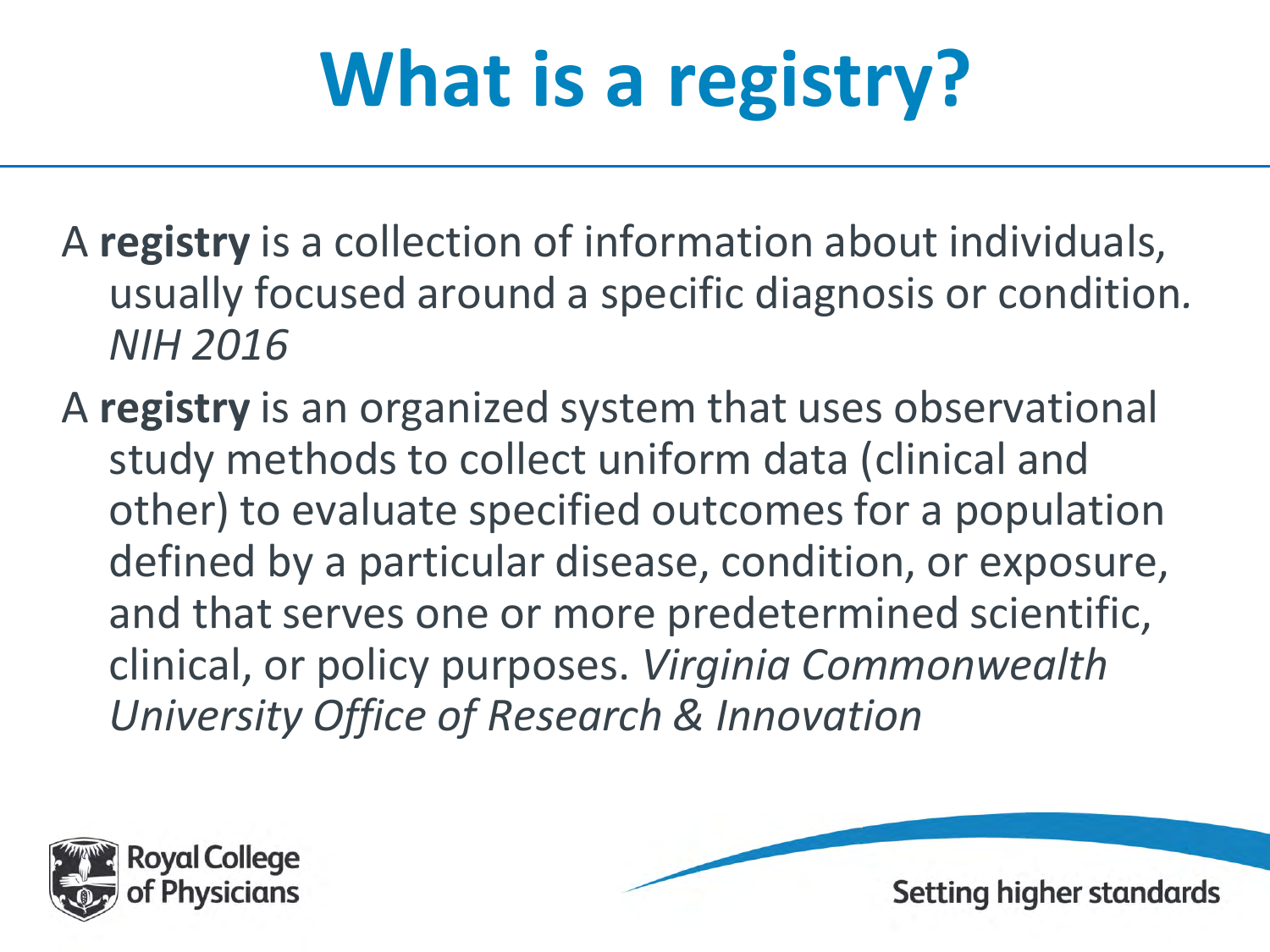# What is a registry?

A **registry** is a collection of information about individuals, usually focused around a specific diagnosis or condition. *NIH 2016*

A **registry** is an organized system that uses observational study methods to collect uniform data (clinical and other) to evaluate specified outcomes for a population defined by a particular disease, condition, or exposure, and that serves one or more predetermined scientific, clinical, or policy purposes. *Virginia Commonwealth University Office of Research & Innovation*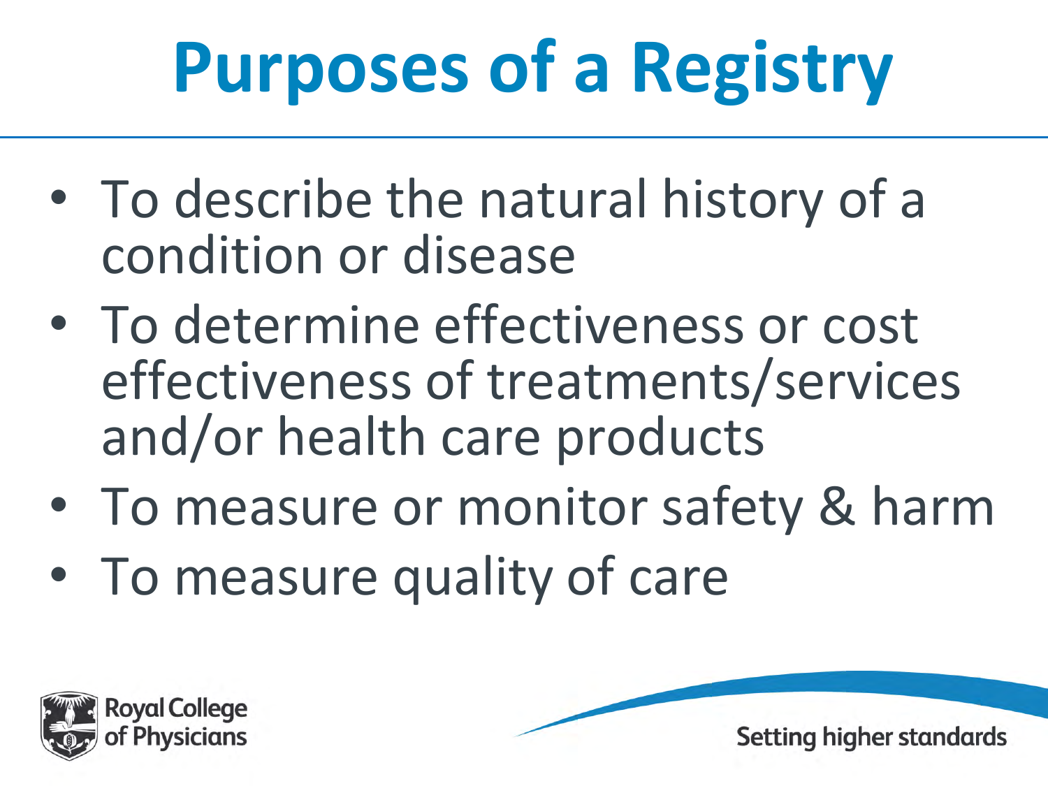# Purposes of a Registry

- To describe the natural history of a condition or disease
- To determine effectiveness or cost effectiveness of treatments/services and/or health care products
- To measure or monitor safety & harm
- To measure quality of care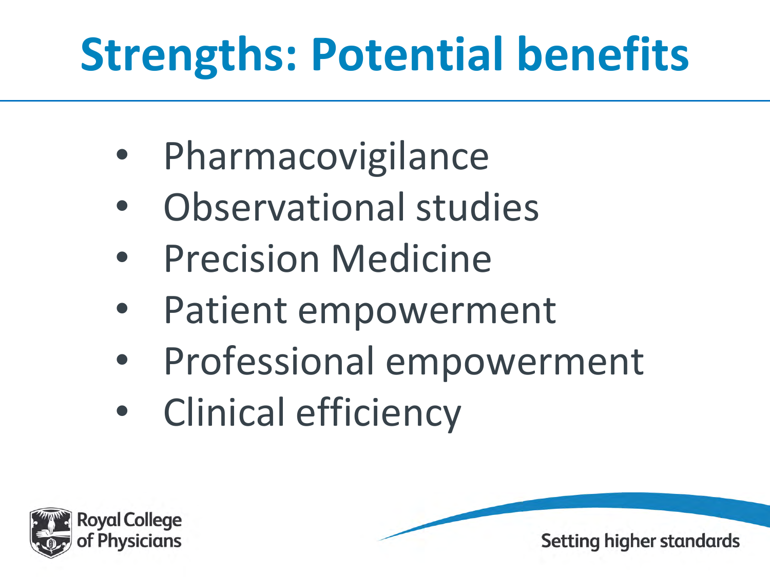# Strengths: Potential benefits

- Pharmacovigilance
- Observational studies
- Precision Medicine
- Patient empowerment
- Professional empowerment
- Clinical efficiency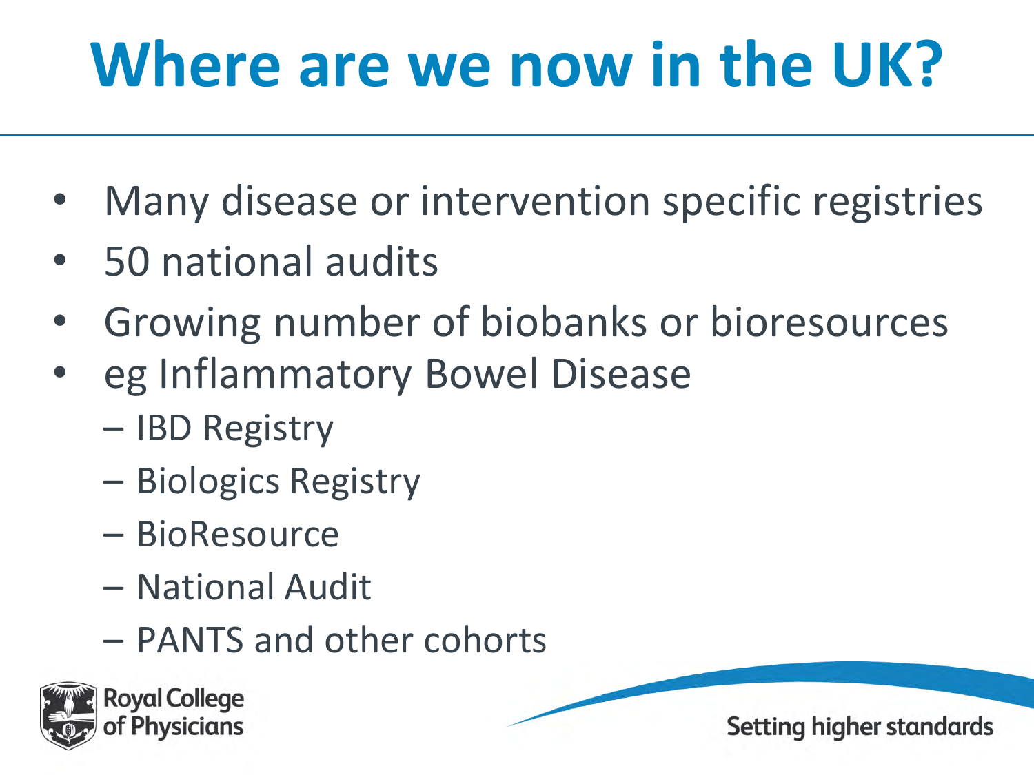# Where are we now in the UK?

- Many disease or intervention specific registries
- 50 national audits
- Growing number of biobanks or bioresources
- eg Inflammatory Bowel Disease
  - IBD Registry
  - Biologics Registry
  - BioResource
  - National Audit
  - PANTS and other cohorts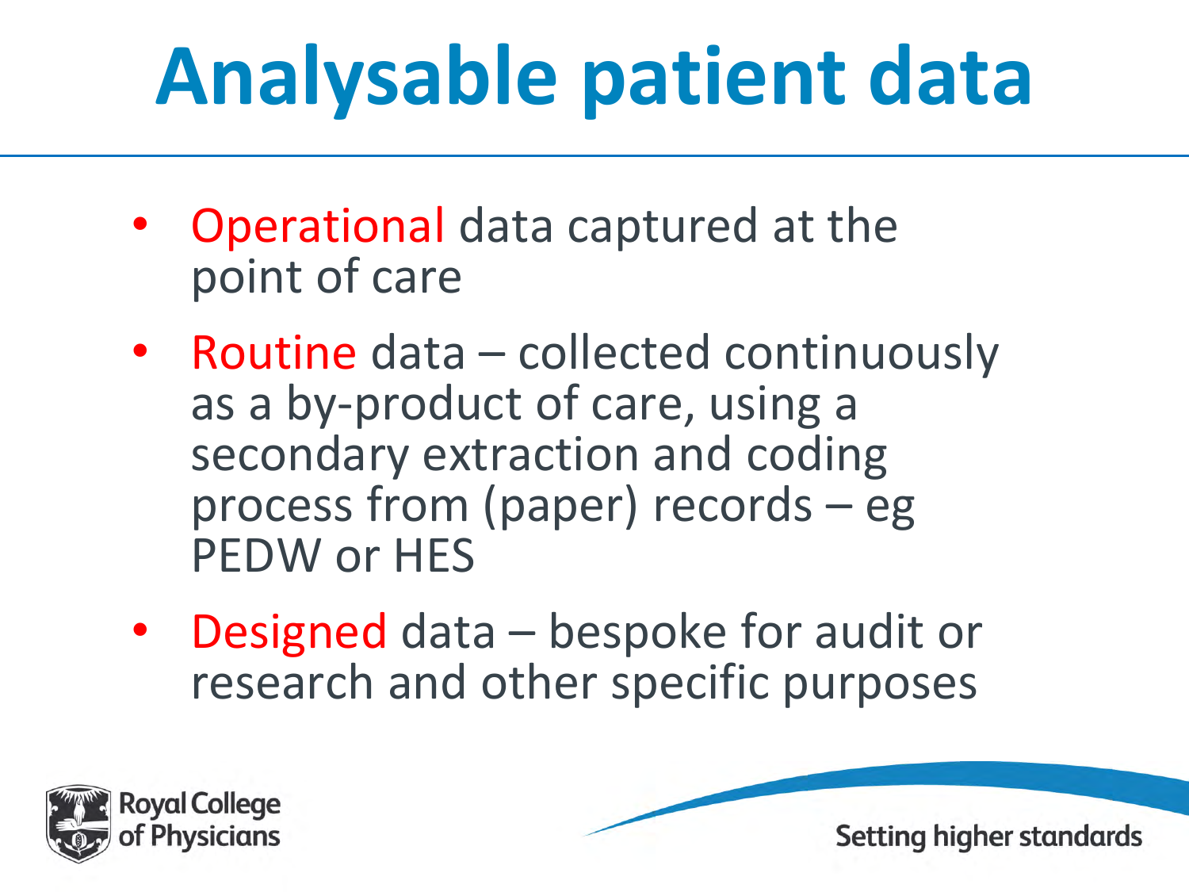# Analysable patient data

- Operational data captured at the point of care
- Routine data – collected continuously as a by-product of care, using a secondary extraction and coding process from (paper) records – eg PEDW or HES
- Designed data – bespoke for audit or research and other specific purposes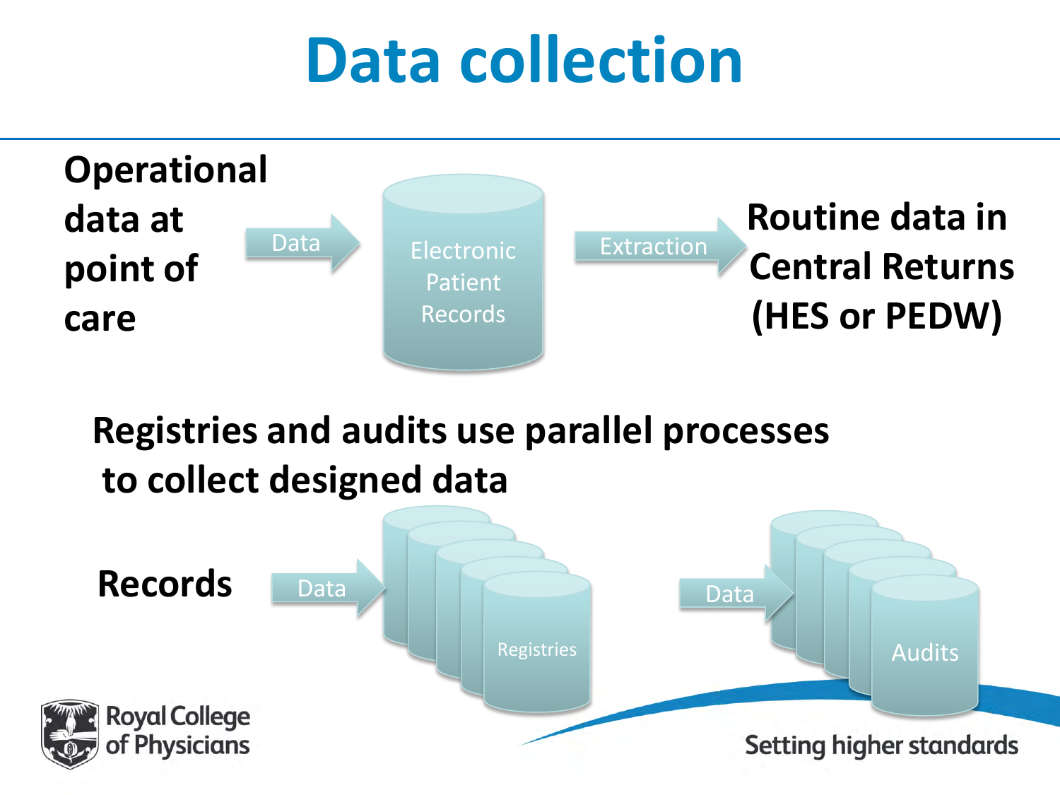# Data collection

**Operational data at point of care** → Data → Electronic Patient Records → Extraction → **Routine data in Central Returns (HES or PEDW)**

**Registries and audits use parallel processes to collect designed data**

**Records** → Data → Registries

Data → Audits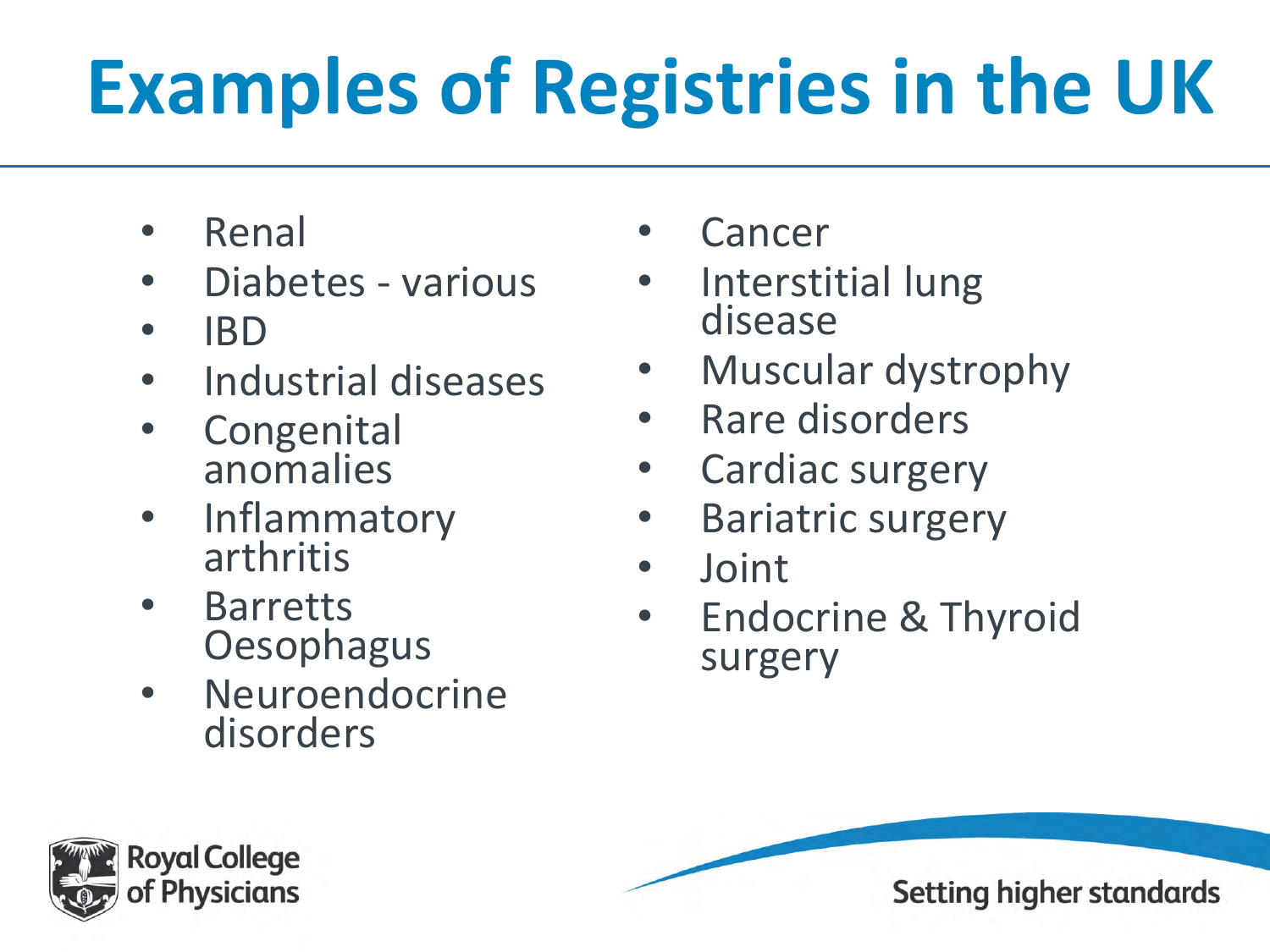# Examples of Registries in the UK

- Renal
- Diabetes - various
- IBD
- Industrial diseases
- Congenital anomalies
- Inflammatory arthritis
- Barretts Oesophagus
- Neuroendocrine disorders
- Cancer
- Interstitial lung disease
- Muscular dystrophy
- Rare disorders
- Cardiac surgery
- Bariatric surgery
- Joint
- Endocrine & Thyroid surgery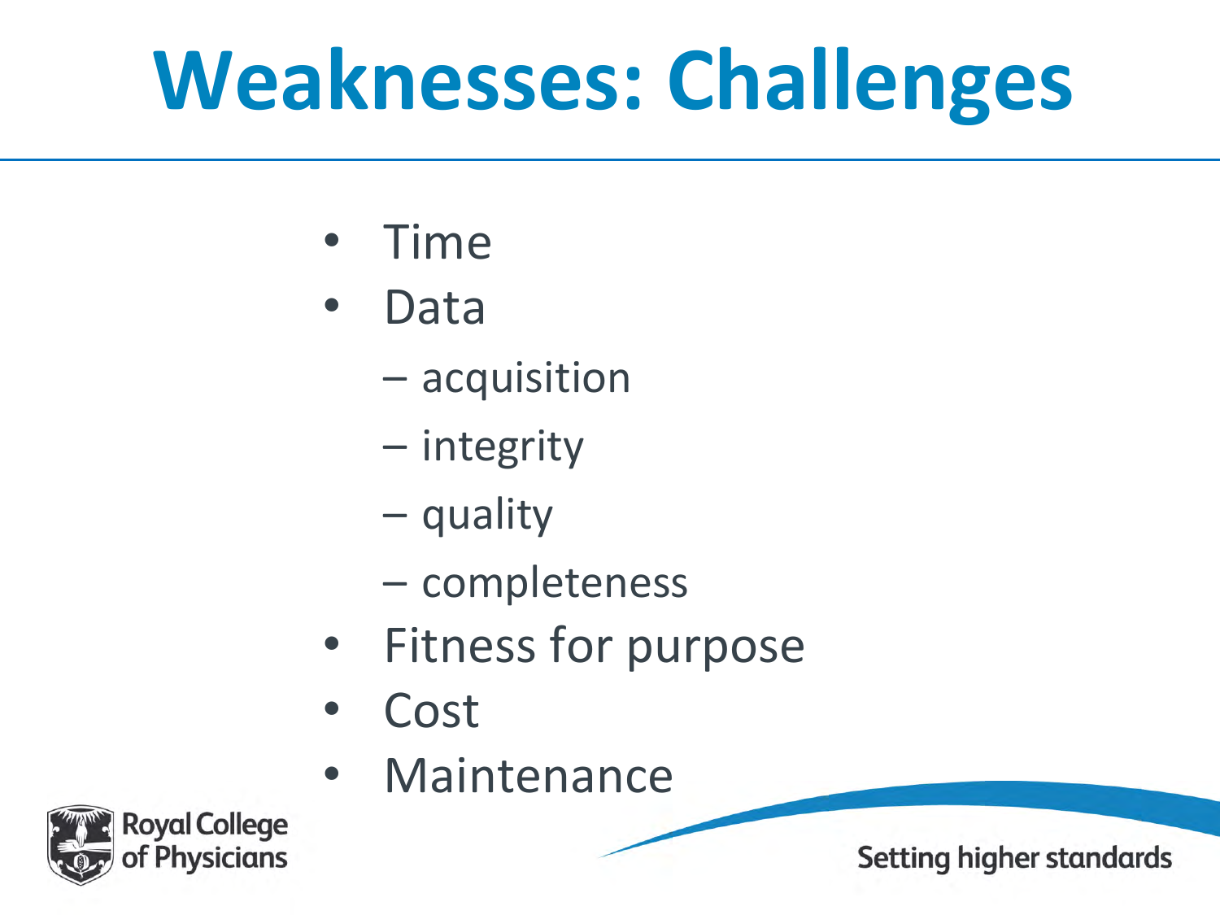# Weaknesses: Challenges

- Time
- Data
  - acquisition
  - integrity
  - quality
  - completeness
- Fitness for purpose
- Cost
- Maintenance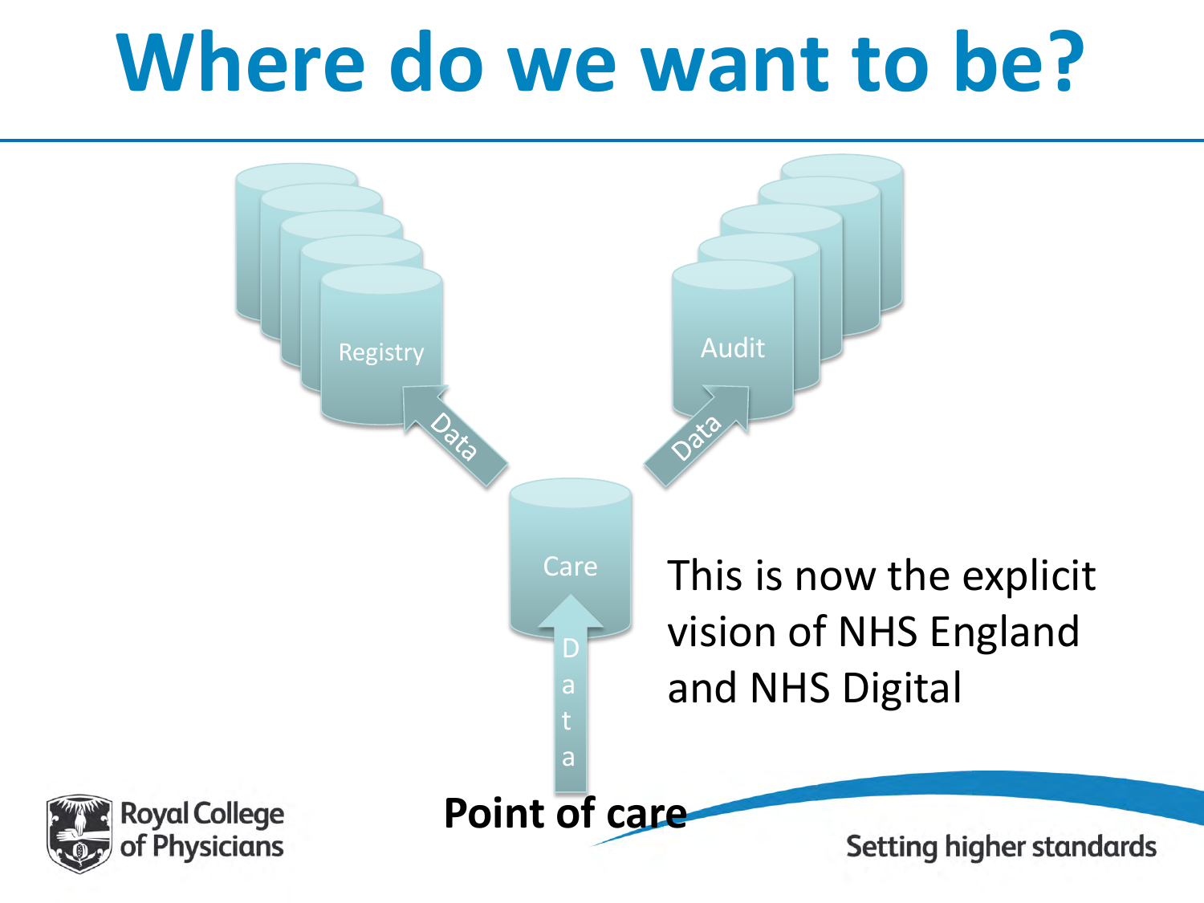# Where do we want to be?

Registry

Audit

Data

Data

Care

Data

**Point of care**

This is now the explicit vision of NHS England and NHS Digital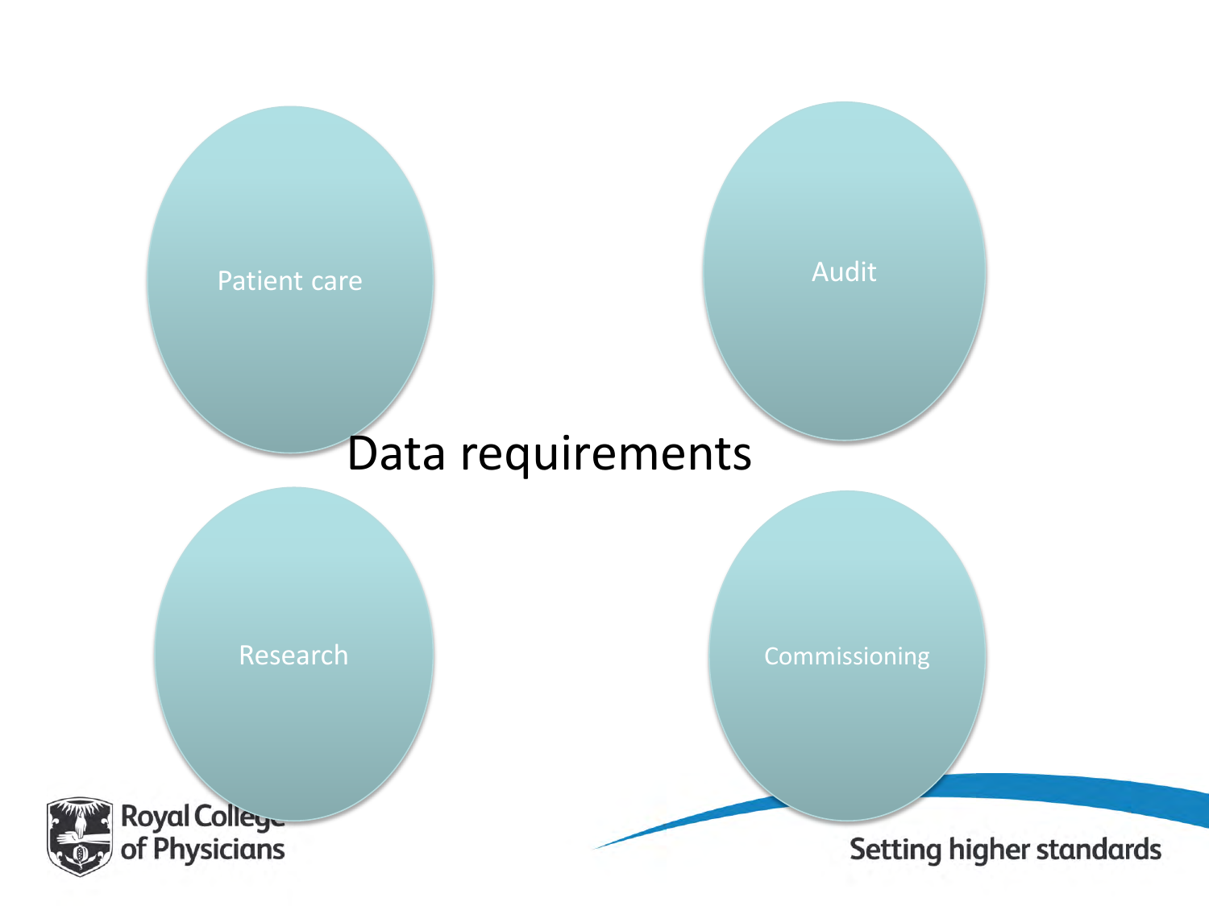# Data requirements

- Patient care
- Audit
- Research
- Commissioning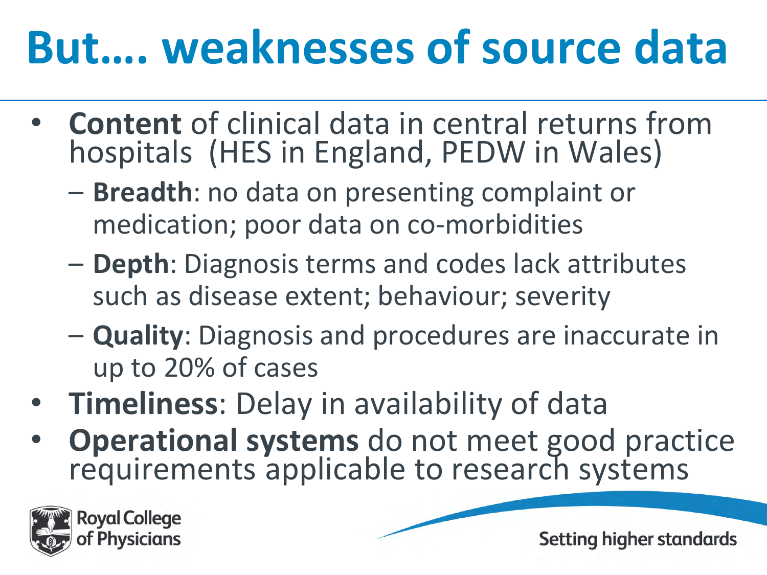# But…. weaknesses of source data

- **Content** of clinical data in central returns from hospitals (HES in England, PEDW in Wales)
  - **Breadth**: no data on presenting complaint or medication; poor data on co-morbidities
  - **Depth**: Diagnosis terms and codes lack attributes such as disease extent; behaviour; severity
  - **Quality**: Diagnosis and procedures are inaccurate in up to 20% of cases
- **Timeliness**: Delay in availability of data
- **Operational systems** do not meet good practice requirements applicable to research systems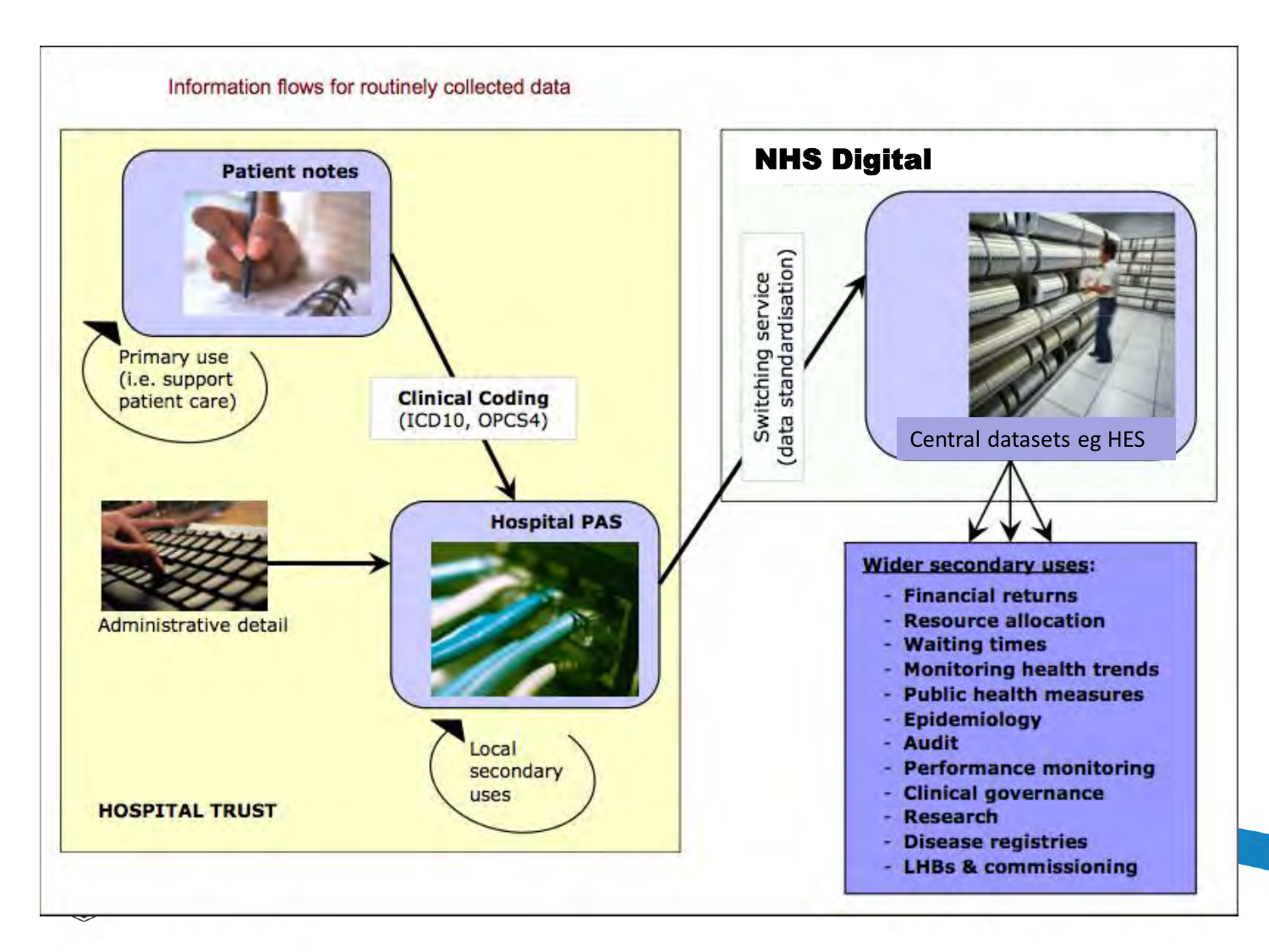Information flows for routinely collected data

**HOSPITAL TRUST**

**Patient notes**

Primary use (i.e. support patient care)

**Clinical Coding** (ICD10, OPCS4)

Administrative detail

**Hospital PAS**

Local secondary uses

**NHS Digital**

Switching service (data standardisation)

Central datasets eg HES

**Wider secondary uses:**

- Financial returns
- Resource allocation
- Waiting times
- Monitoring health trends
- Public health measures
- Epidemiology
- Audit
- Performance monitoring
- Clinical governance
- Research
- Disease registries
- LHBs & commissioning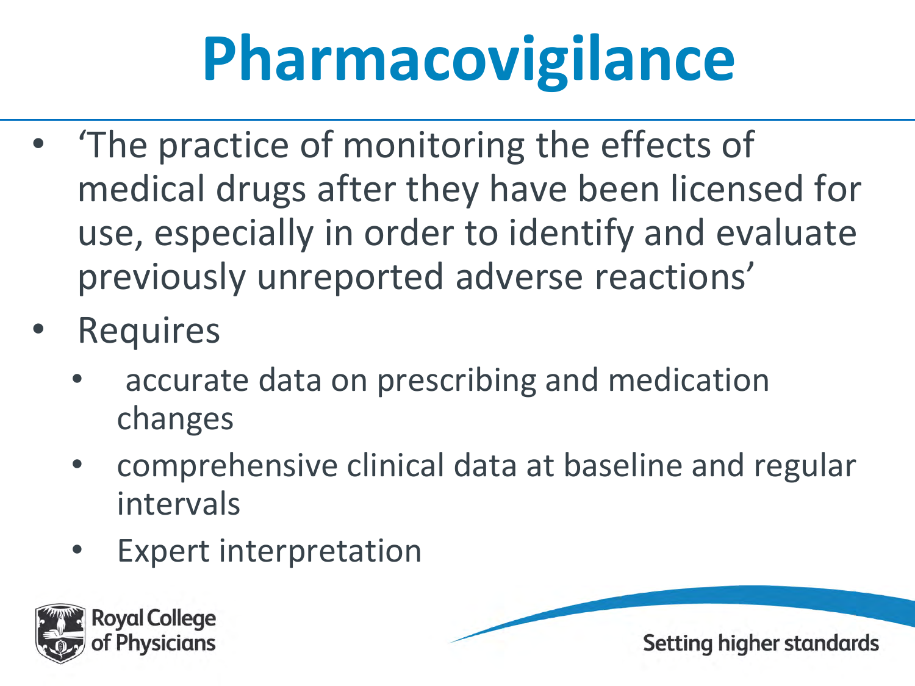# Pharmacovigilance

- 'The practice of monitoring the effects of medical drugs after they have been licensed for use, especially in order to identify and evaluate previously unreported adverse reactions'
- Requires
  - accurate data on prescribing and medication changes
  - comprehensive clinical data at baseline and regular intervals
  - Expert interpretation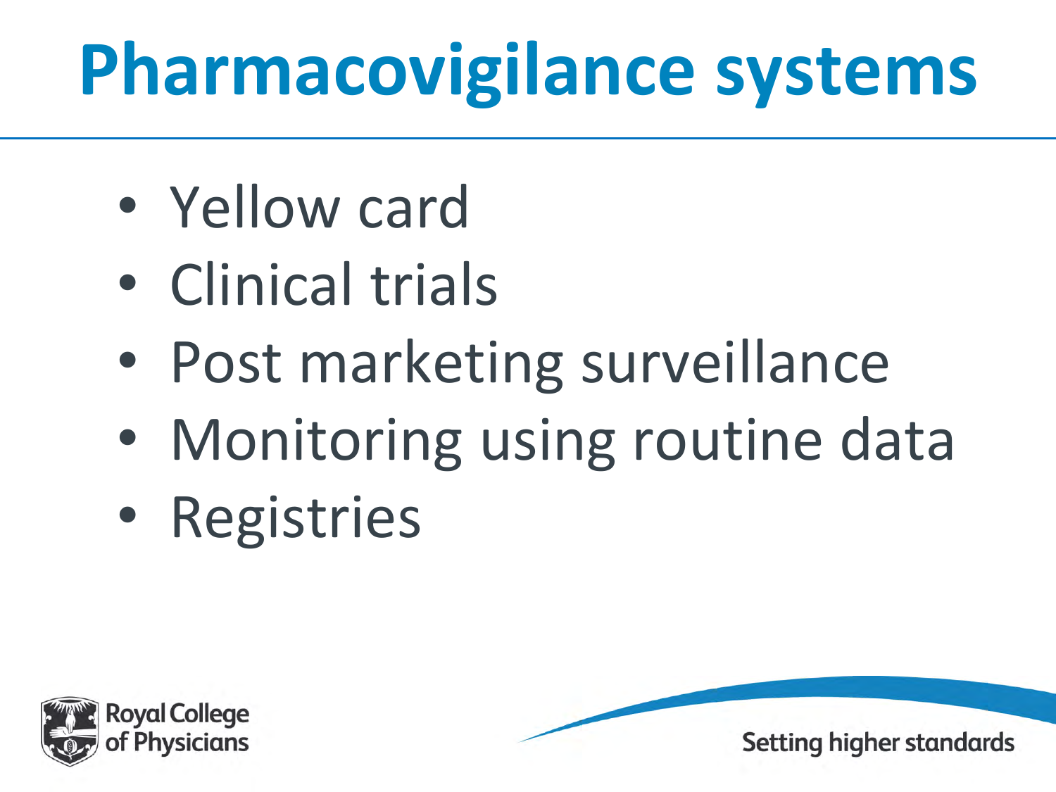# Pharmacovigilance systems

- Yellow card
- Clinical trials
- Post marketing surveillance
- Monitoring using routine data
- Registries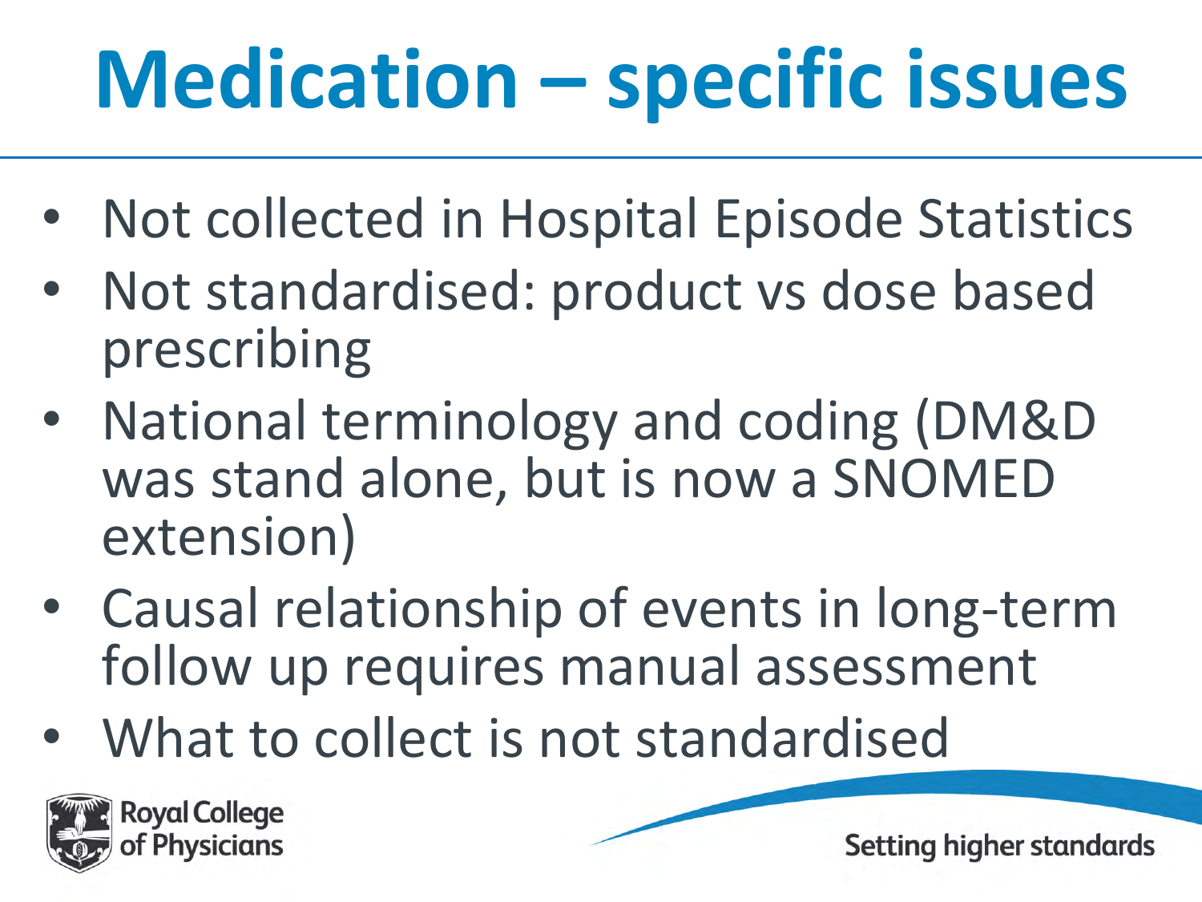# Medication – specific issues

- Not collected in Hospital Episode Statistics
- Not standardised: product vs dose based prescribing
- National terminology and coding (DM&D was stand alone, but is now a SNOMED extension)
- Causal relationship of events in long-term follow up requires manual assessment
- What to collect is not standardised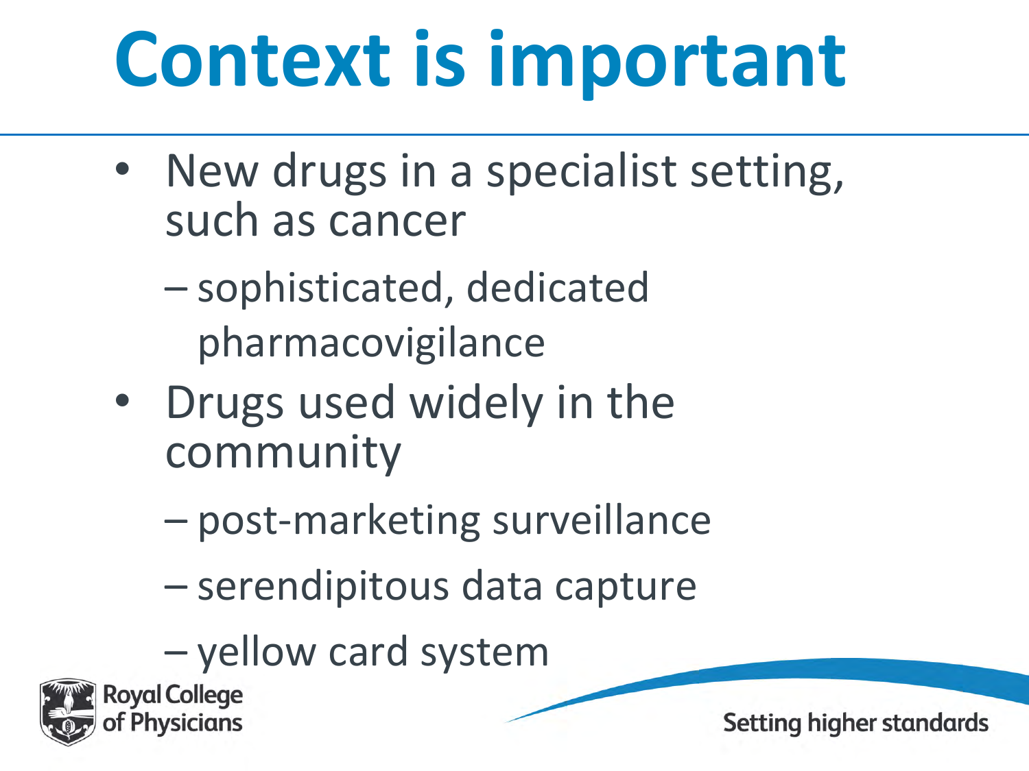# Context is important

- New drugs in a specialist setting, such as cancer
  - sophisticated, dedicated pharmacovigilance
- Drugs used widely in the community
  - post-marketing surveillance
  - serendipitous data capture
  - yellow card system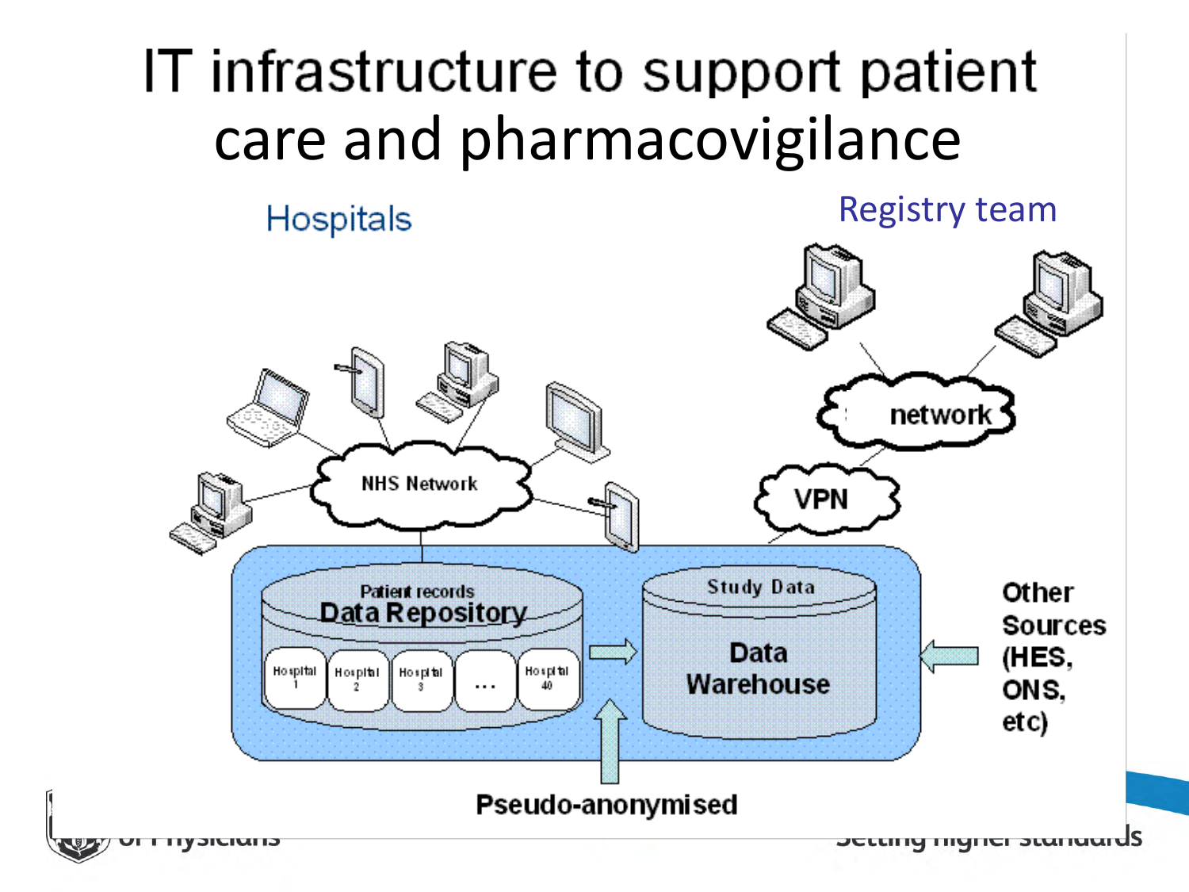# IT infrastructure to support patient care and pharmacovigilance

Hospitals

Registry team

NHS Network

network

VPN

Patient records

Data Repository

Hospital 1

Hospital 2

Hospital 3

...

Hospital 40

Study Data

Data Warehouse

Other Sources (HES, ONS, etc)

Pseudo-anonymised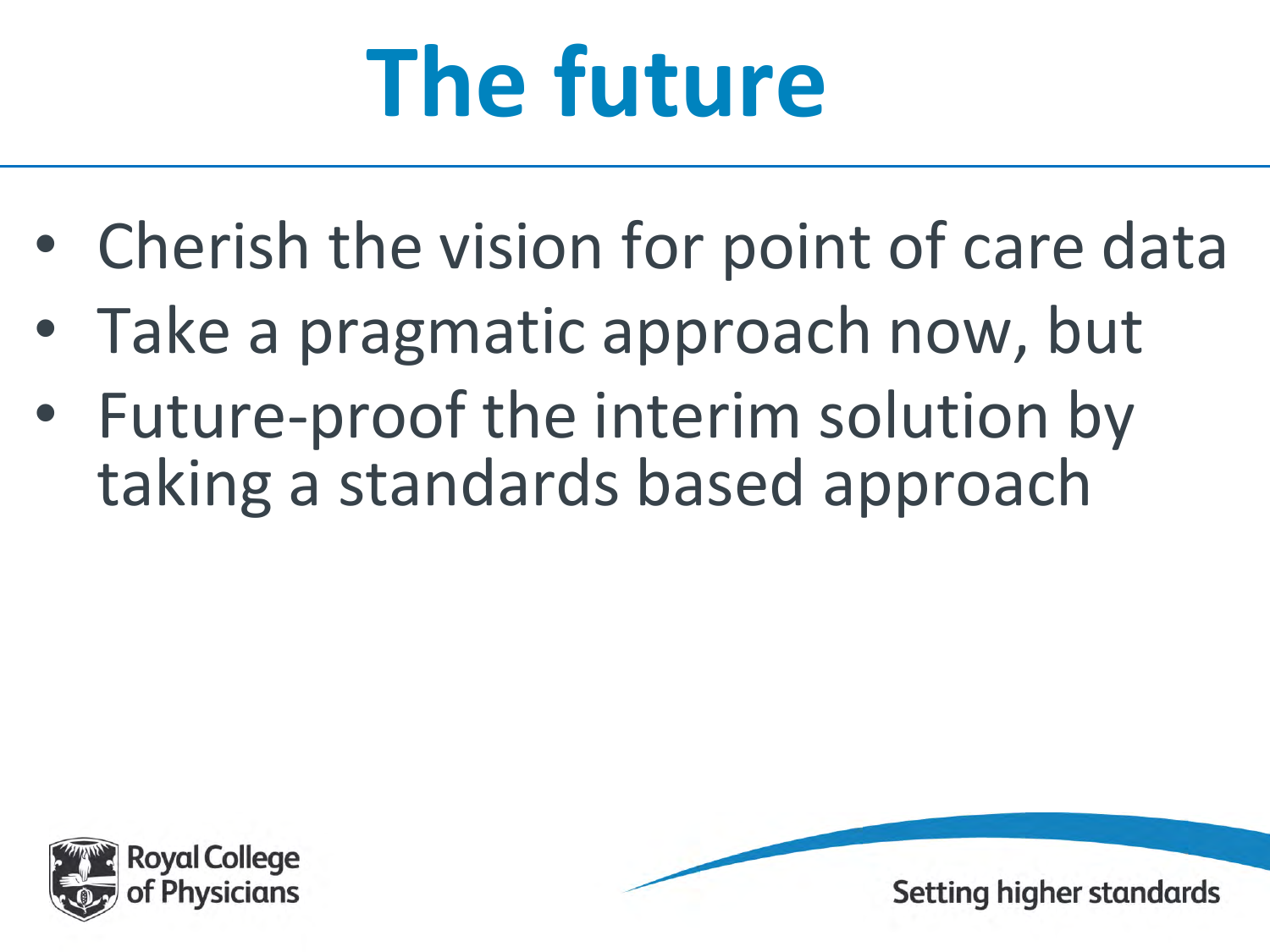# The future

- Cherish the vision for point of care data
- Take a pragmatic approach now, but
- Future-proof the interim solution by taking a standards based approach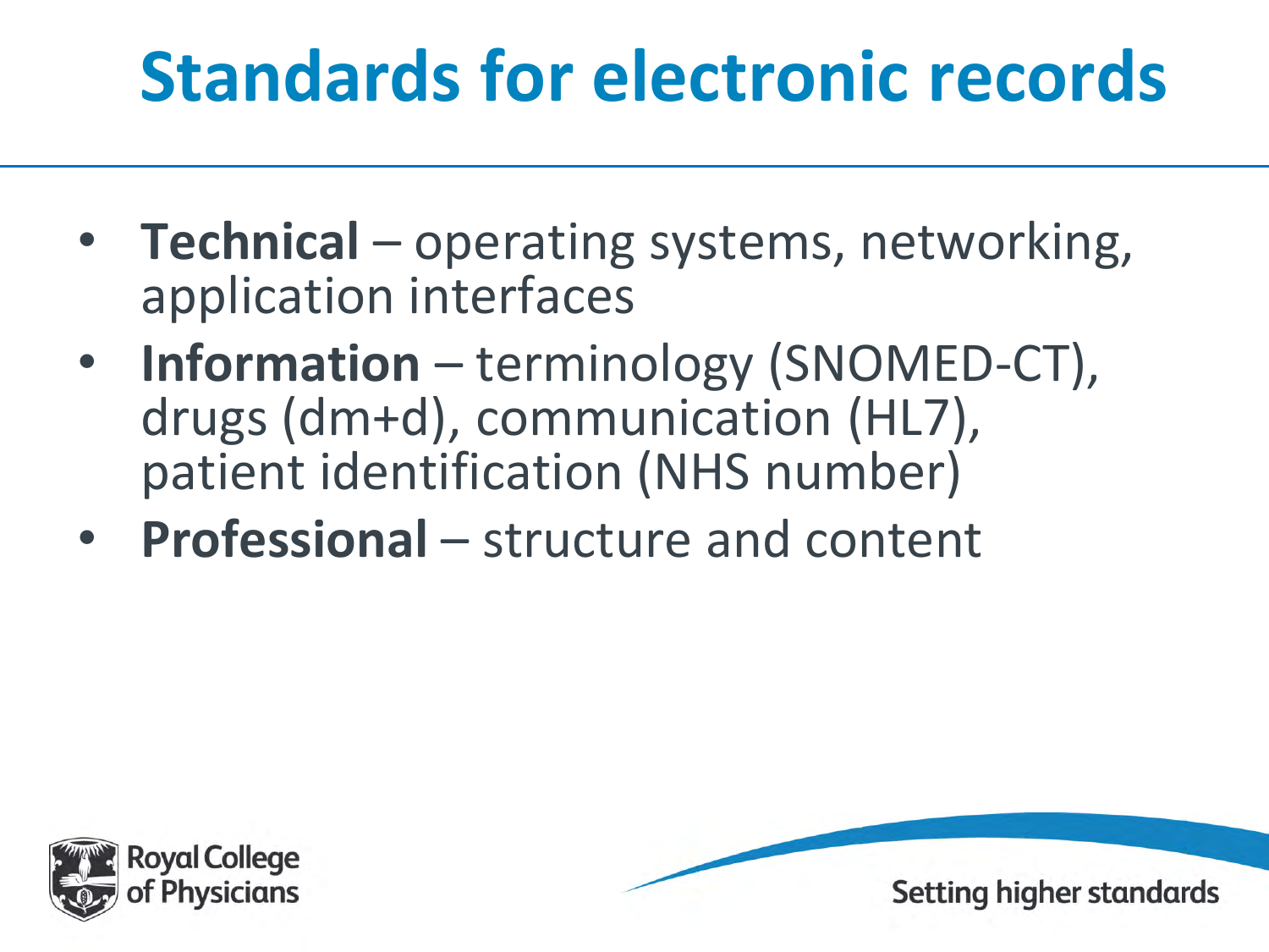# Standards for electronic records

- **Technical** – operating systems, networking, application interfaces
- **Information** – terminology (SNOMED-CT), drugs (dm+d), communication (HL7), patient identification (NHS number)
- **Professional** – structure and content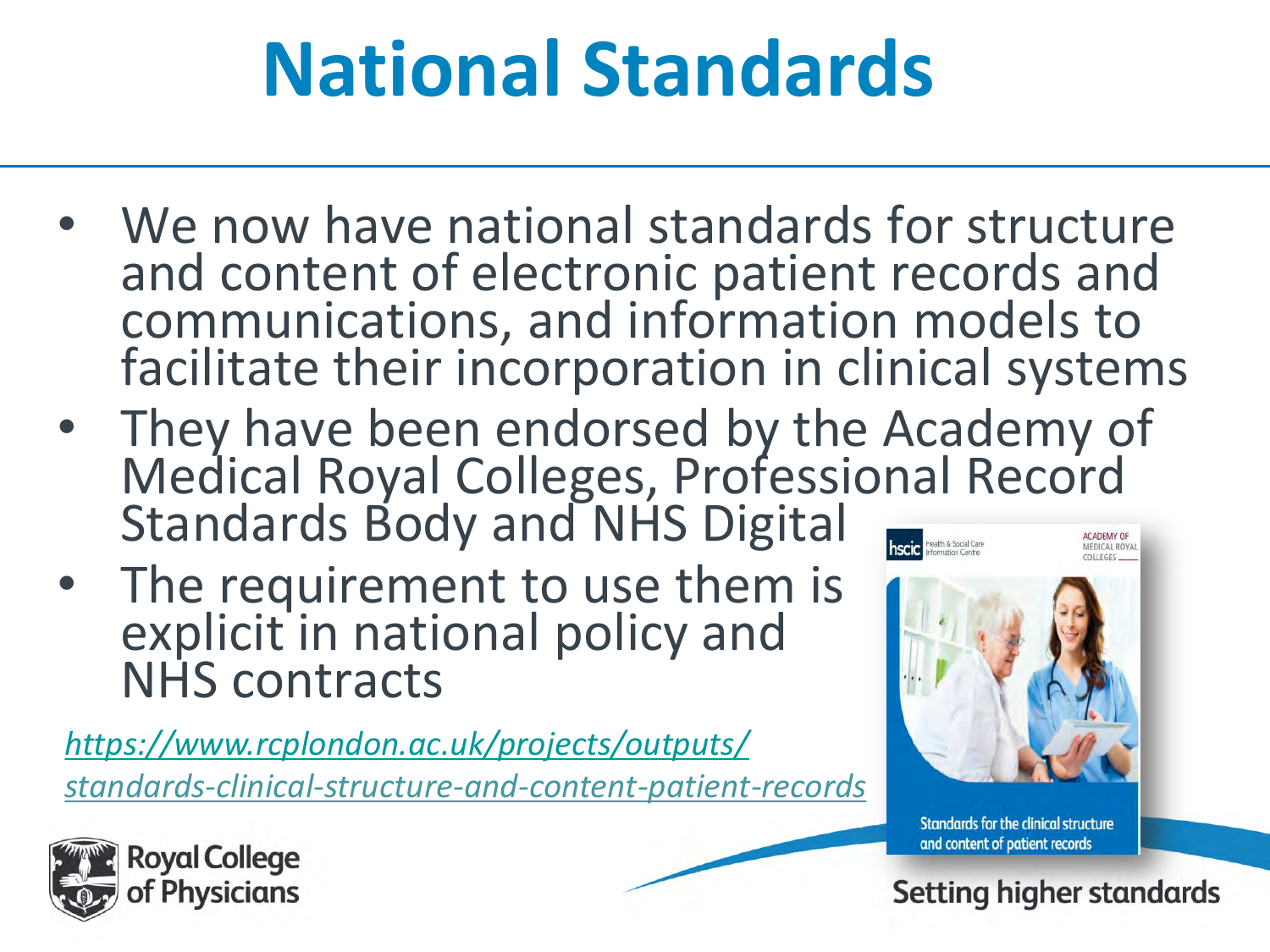# National Standards

- We now have national standards for structure and content of electronic patient records and communications, and information models to facilitate their incorporation in clinical systems
- They have been endorsed by the Academy of Medical Royal Colleges, Professional Record Standards Body and NHS Digital
- The requirement to use them is explicit in national policy and NHS contracts

*https://www.rcplondon.ac.uk/projects/outputs/standards-clinical-structure-and-content-patient-records*

Standards for the clinical structure and content of patient records

Royal College of Physicians

Setting higher standards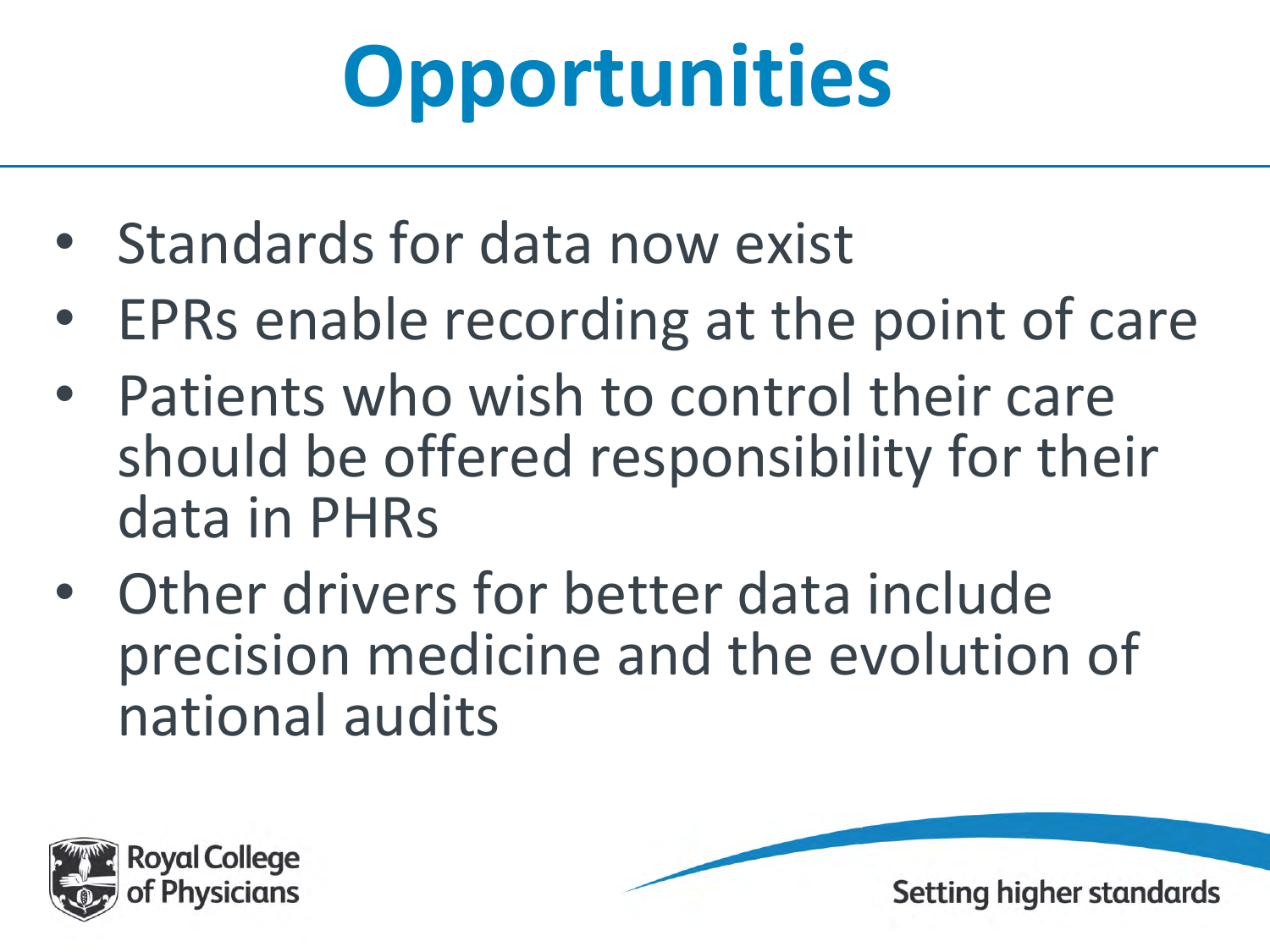# Opportunities

- Standards for data now exist
- EPRs enable recording at the point of care
- Patients who wish to control their care should be offered responsibility for their data in PHRs
- Other drivers for better data include precision medicine and the evolution of national audits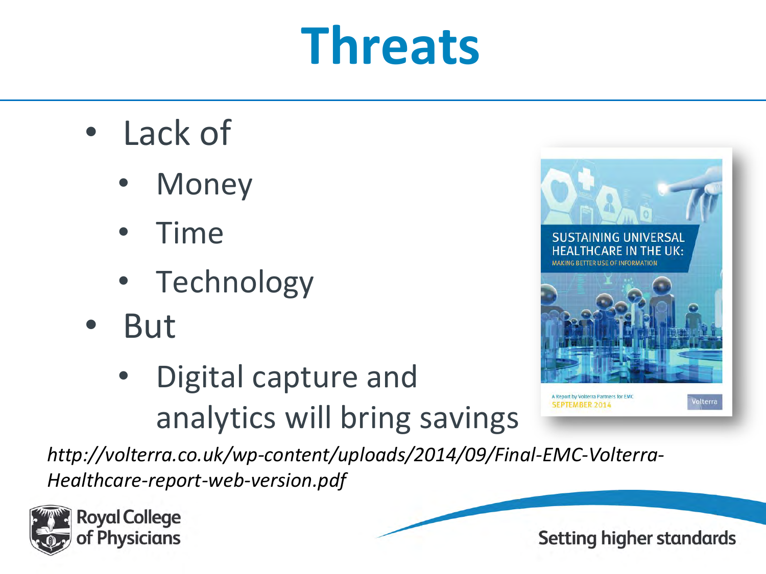# Threats

- Lack of
  - Money
  - Time
  - Technology
- But
  - Digital capture and analytics will bring savings

*http://volterra.co.uk/wp-content/uploads/2014/09/Final-EMC-Volterra-Healthcare-report-web-version.pdf*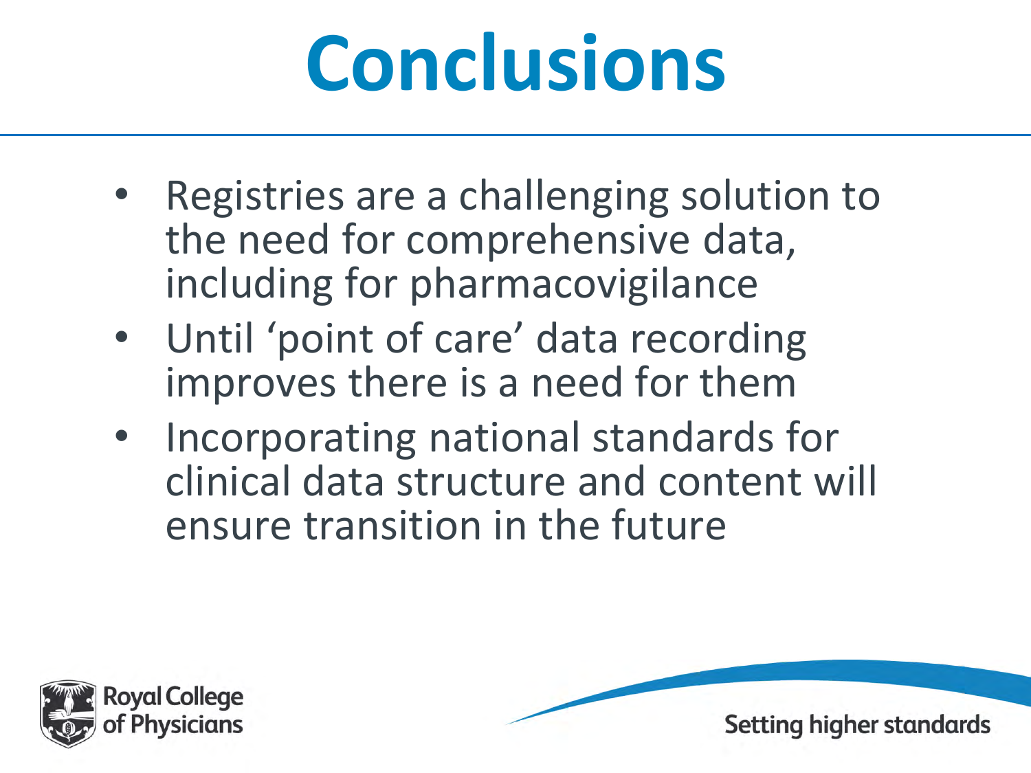# Conclusions

- Registries are a challenging solution to the need for comprehensive data, including for pharmacovigilance
- Until ‘point of care’ data recording improves there is a need for them
- Incorporating national standards for clinical data structure and content will ensure transition in the future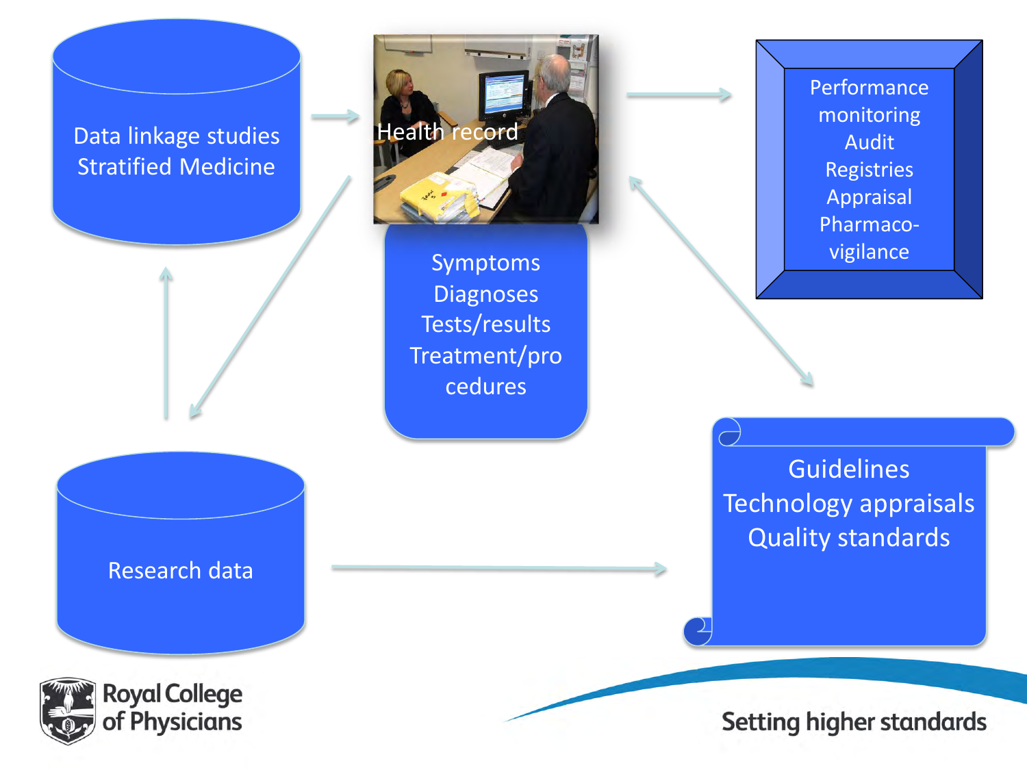Data linkage studies
Stratified Medicine

Health record

Symptoms
Diagnoses
Tests/results
Treatment/procedures

Performance monitoring
Audit
Registries
Appraisal
Pharmaco-vigilance

Research data

Guidelines
Technology appraisals
Quality standards